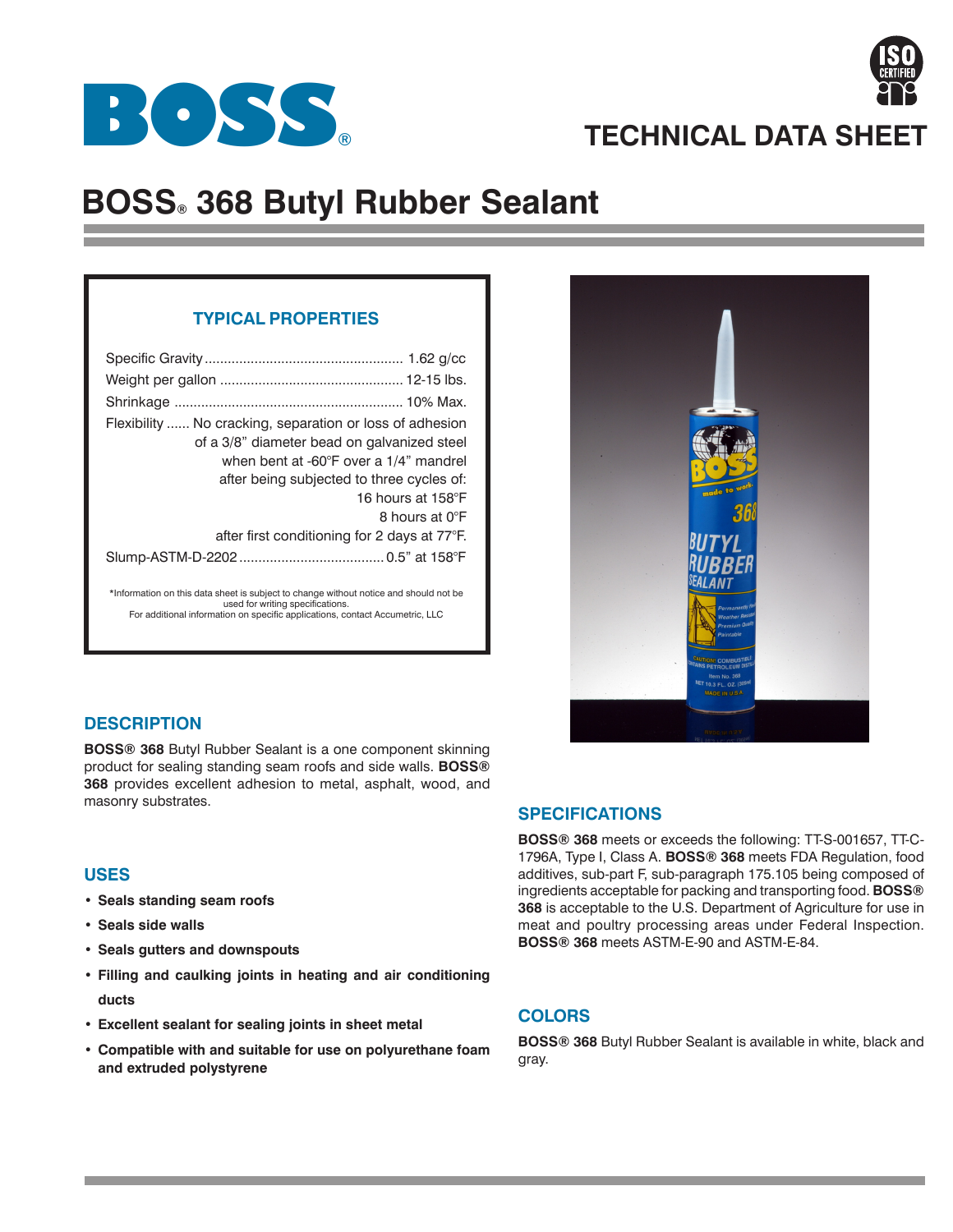# BOSS® 368 Butyl Rubber Sealant

TECHNICAL DATA SHEET

## TYPICAL PROPERTIES

Specific Gravity ................................................... 1.62 g/cc

Weight per gallon ................................................ 12-15 lbs.

Shrinkage ........................................................... 10% Max.

Flexibility ...... No cracking, separation or loss of adhesion of a 3/8" diameter bead on galvanized steel when bent at -60°F over a 1/4" mandrel after being subjected to three cycles of:
16 hours at 158°F
8 hours at 0°F
after first conditioning for 2 days at 77°F.

Slump-ASTM-D-2202 ...................................... 0.5" at 158°F

*Information on this data sheet is subject to change without notice and should not be used for writing specifications.
For additional information on specific applications, contact Accumetric, LLC

## DESCRIPTION

**BOSS® 368** Butyl Rubber Sealant is a one component skinning product for sealing standing seam roofs and side walls. **BOSS® 368** provides excellent adhesion to metal, asphalt, wood, and masonry substrates.

## USES

- **Seals standing seam roofs**
- **Seals side walls**
- **Seals gutters and downspouts**
- **Filling and caulking joints in heating and air conditioning ducts**
- **Excellent sealant for sealing joints in sheet metal**
- **Compatible with and suitable for use on polyurethane foam and extruded polystyrene**

## SPECIFICATIONS

**BOSS® 368** meets or exceeds the following: TT-S-001657, TT-C-1796A, Type I, Class A. **BOSS® 368** meets FDA Regulation, food additives, sub-part F, sub-paragraph 175.105 being composed of ingredients acceptable for packing and transporting food. **BOSS® 368** is acceptable to the U.S. Department of Agriculture for use in meat and poultry processing areas under Federal Inspection. **BOSS® 368** meets ASTM-E-90 and ASTM-E-84.

## COLORS

**BOSS® 368** Butyl Rubber Sealant is available in white, black and gray.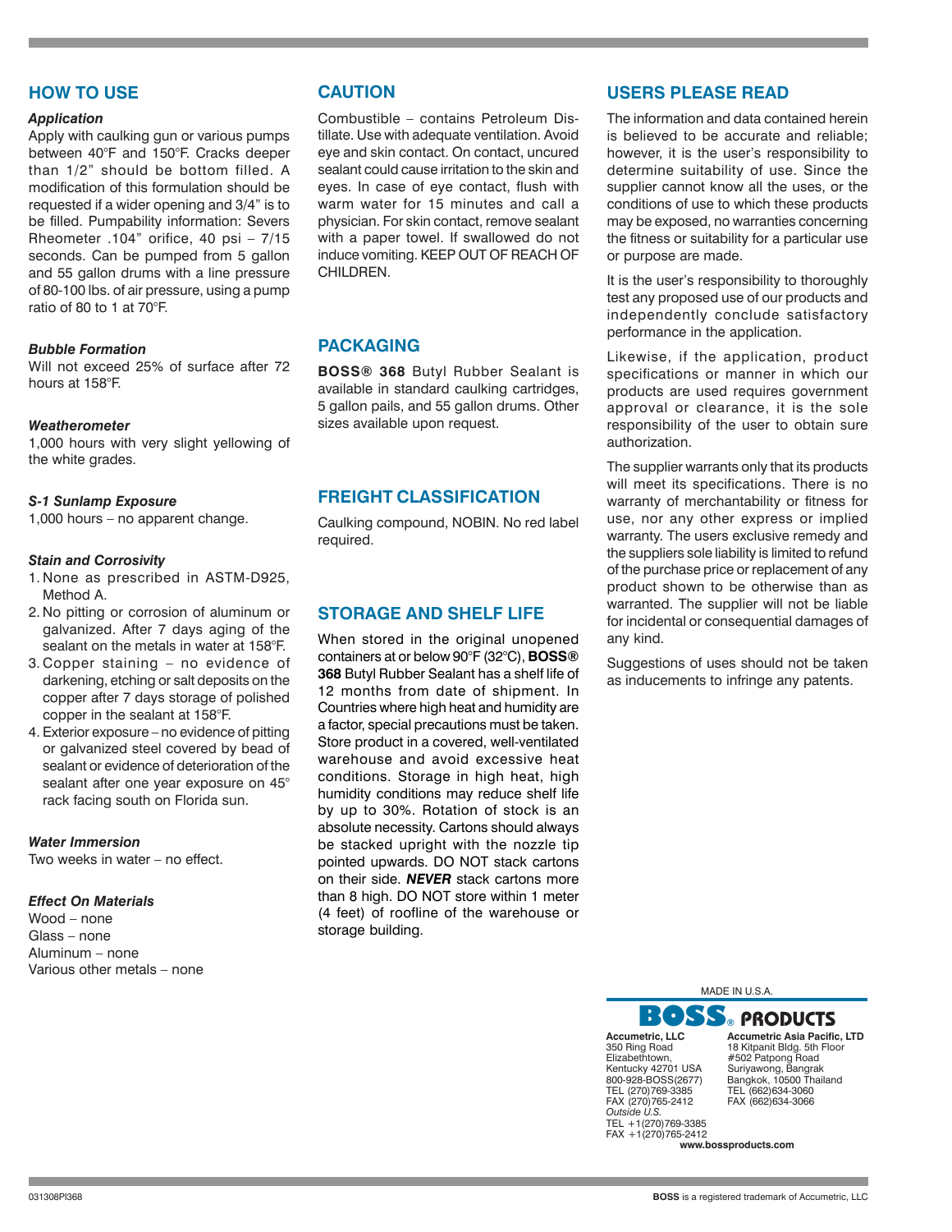## HOW TO USE

***Application***

Apply with caulking gun or various pumps between 40°F and 150°F. Cracks deeper than 1/2" should be bottom filled. A modification of this formulation should be requested if a wider opening and 3/4" is to be filled. Pumpability information: Severs Rheometer .104" orifice, 40 psi – 7/15 seconds. Can be pumped from 5 gallon and 55 gallon drums with a line pressure of 80-100 lbs. of air pressure, using a pump ratio of 80 to 1 at 70°F.

***Bubble Formation***

Will not exceed 25% of surface after 72 hours at 158°F.

***Weatherometer***

1,000 hours with very slight yellowing of the white grades.

***S-1 Sunlamp Exposure***

1,000 hours – no apparent change.

***Stain and Corrosivity***

1. None as prescribed in ASTM-D925, Method A.
2. No pitting or corrosion of aluminum or galvanized. After 7 days aging of the sealant on the metals in water at 158°F.
3. Copper staining – no evidence of darkening, etching or salt deposits on the copper after 7 days storage of polished copper in the sealant at 158°F.
4. Exterior exposure – no evidence of pitting or galvanized steel covered by bead of sealant or evidence of deterioration of the sealant after one year exposure on 45° rack facing south on Florida sun.

***Water Immersion***

Two weeks in water – no effect.

***Effect On Materials***

Wood – none
Glass – none
Aluminum – none
Various other metals – none

## CAUTION

Combustible – contains Petroleum Distillate. Use with adequate ventilation. Avoid eye and skin contact. On contact, uncured sealant could cause irritation to the skin and eyes. In case of eye contact, flush with warm water for 15 minutes and call a physician. For skin contact, remove sealant with a paper towel. If swallowed do not induce vomiting. KEEP OUT OF REACH OF CHILDREN.

## PACKAGING

**BOSS® 368** Butyl Rubber Sealant is available in standard caulking cartridges, 5 gallon pails, and 55 gallon drums. Other sizes available upon request.

## FREIGHT CLASSIFICATION

Caulking compound, NOBIN. No red label required.

## STORAGE AND SHELF LIFE

When stored in the original unopened containers at or below 90°F (32°C), **BOSS® 368** Butyl Rubber Sealant has a shelf life of 12 months from date of shipment. In Countries where high heat and humidity are a factor, special precautions must be taken. Store product in a covered, well-ventilated warehouse and avoid excessive heat conditions. Storage in high heat, high humidity conditions may reduce shelf life by up to 30%. Rotation of stock is an absolute necessity. Cartons should always be stacked upright with the nozzle tip pointed upwards. DO NOT stack cartons on their side. ***NEVER*** stack cartons more than 8 high. DO NOT store within 1 meter (4 feet) of roofline of the warehouse or storage building.

## USERS PLEASE READ

The information and data contained herein is believed to be accurate and reliable; however, it is the user's responsibility to determine suitability of use. Since the supplier cannot know all the uses, or the conditions of use to which these products may be exposed, no warranties concerning the fitness or suitability for a particular use or purpose are made.

It is the user's responsibility to thoroughly test any proposed use of our products and independently conclude satisfactory performance in the application.

Likewise, if the application, product specifications or manner in which our products are used requires government approval or clearance, it is the sole responsibility of the user to obtain sure authorization.

The supplier warrants only that its products will meet its specifications. There is no warranty of merchantability or fitness for use, nor any other express or implied warranty. The users exclusive remedy and the suppliers sole liability is limited to refund of the purchase price or replacement of any product shown to be otherwise than as warranted. The supplier will not be liable for incidental or consequential damages of any kind.

Suggestions of uses should not be taken as inducements to infringe any patents.

MADE IN U.S.A.

**BOSS® PRODUCTS**

**Accumetric, LLC**
350 Ring Road
Elizabethtown,
Kentucky 42701 USA
800-928-BOSS(2677)
TEL (270)769-3385
FAX (270)765-2412
*Outside U.S.*
TEL +1(270)769-3385
FAX +1(270)765-2412

**Accumetric Asia Pacific, LTD**
18 Kitpanit Bldg. 5th Floor
#502 Patpong Road
Suriyawong, Bangrak
Bangkok, 10500 Thailand
TEL (662)634-3060
FAX (662)634-3066

**www.bossproducts.com**

031308PI368

**BOSS** is a registered trademark of Accumetric, LLC